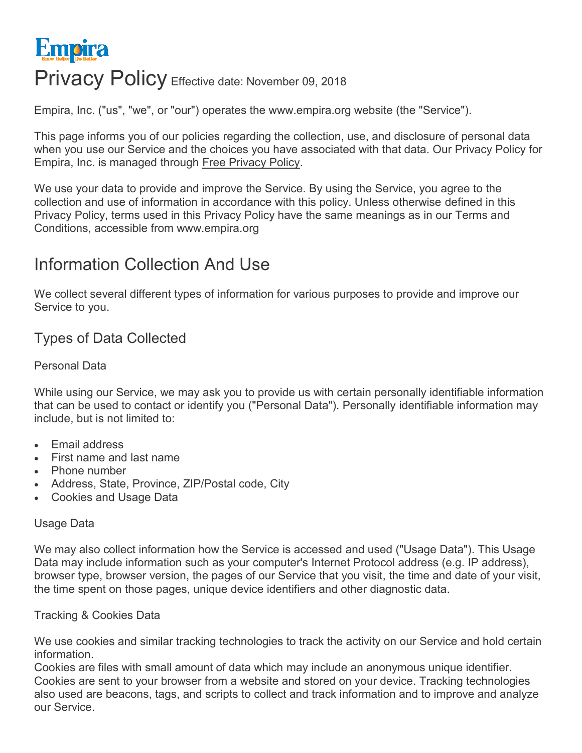Empira

Know Better Do Better

# Privacy Policy

Effective date: November 09, 2018

Empira, Inc. ("us", "we", or "our") operates the www.empira.org website (the "Service").

This page informs you of our policies regarding the collection, use, and disclosure of personal data when you use our Service and the choices you have associated with that data. Our Privacy Policy for Empira, Inc. is managed through Free Privacy Policy.

We use your data to provide and improve the Service. By using the Service, you agree to the collection and use of information in accordance with this policy. Unless otherwise defined in this Privacy Policy, terms used in this Privacy Policy have the same meanings as in our Terms and Conditions, accessible from www.empira.org

## Information Collection And Use

We collect several different types of information for various purposes to provide and improve our Service to you.

### Types of Data Collected

Personal Data

While using our Service, we may ask you to provide us with certain personally identifiable information that can be used to contact or identify you ("Personal Data"). Personally identifiable information may include, but is not limited to:

- Email address
- First name and last name
- Phone number
- Address, State, Province, ZIP/Postal code, City
- Cookies and Usage Data

Usage Data

We may also collect information how the Service is accessed and used ("Usage Data"). This Usage Data may include information such as your computer's Internet Protocol address (e.g. IP address), browser type, browser version, the pages of our Service that you visit, the time and date of your visit, the time spent on those pages, unique device identifiers and other diagnostic data.

Tracking & Cookies Data

We use cookies and similar tracking technologies to track the activity on our Service and hold certain information.
Cookies are files with small amount of data which may include an anonymous unique identifier. Cookies are sent to your browser from a website and stored on your device. Tracking technologies also used are beacons, tags, and scripts to collect and track information and to improve and analyze our Service.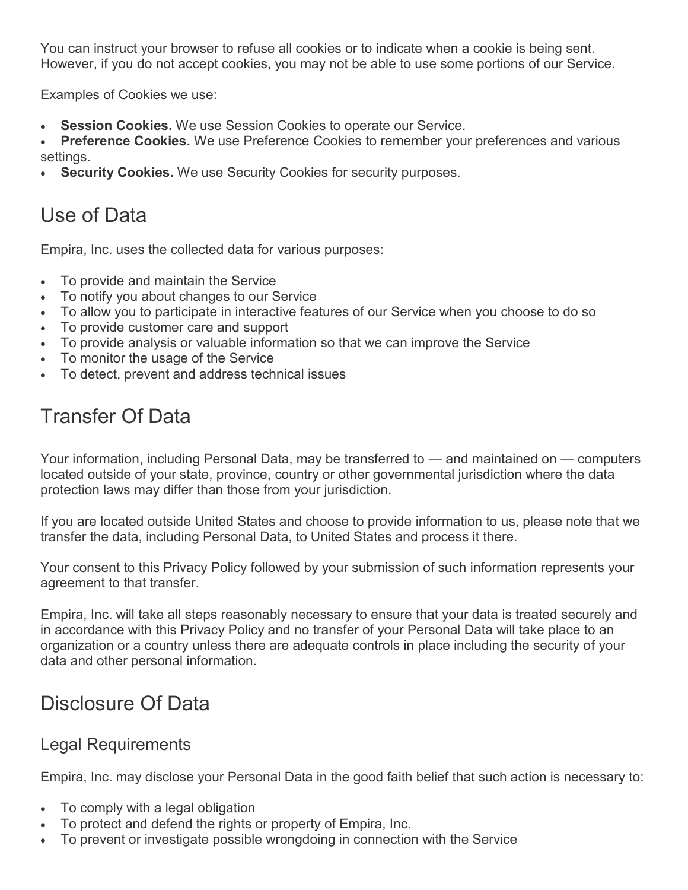You can instruct your browser to refuse all cookies or to indicate when a cookie is being sent. However, if you do not accept cookies, you may not be able to use some portions of our Service.

Examples of Cookies we use:

- **Session Cookies.** We use Session Cookies to operate our Service.
- **Preference Cookies.** We use Preference Cookies to remember your preferences and various settings.
- **Security Cookies.** We use Security Cookies for security purposes.

## Use of Data

Empira, Inc. uses the collected data for various purposes:

- To provide and maintain the Service
- To notify you about changes to our Service
- To allow you to participate in interactive features of our Service when you choose to do so
- To provide customer care and support
- To provide analysis or valuable information so that we can improve the Service
- To monitor the usage of the Service
- To detect, prevent and address technical issues

## Transfer Of Data

Your information, including Personal Data, may be transferred to — and maintained on — computers located outside of your state, province, country or other governmental jurisdiction where the data protection laws may differ than those from your jurisdiction.

If you are located outside United States and choose to provide information to us, please note that we transfer the data, including Personal Data, to United States and process it there.

Your consent to this Privacy Policy followed by your submission of such information represents your agreement to that transfer.

Empira, Inc. will take all steps reasonably necessary to ensure that your data is treated securely and in accordance with this Privacy Policy and no transfer of your Personal Data will take place to an organization or a country unless there are adequate controls in place including the security of your data and other personal information.

## Disclosure Of Data

### Legal Requirements

Empira, Inc. may disclose your Personal Data in the good faith belief that such action is necessary to:

- To comply with a legal obligation
- To protect and defend the rights or property of Empira, Inc.
- To prevent or investigate possible wrongdoing in connection with the Service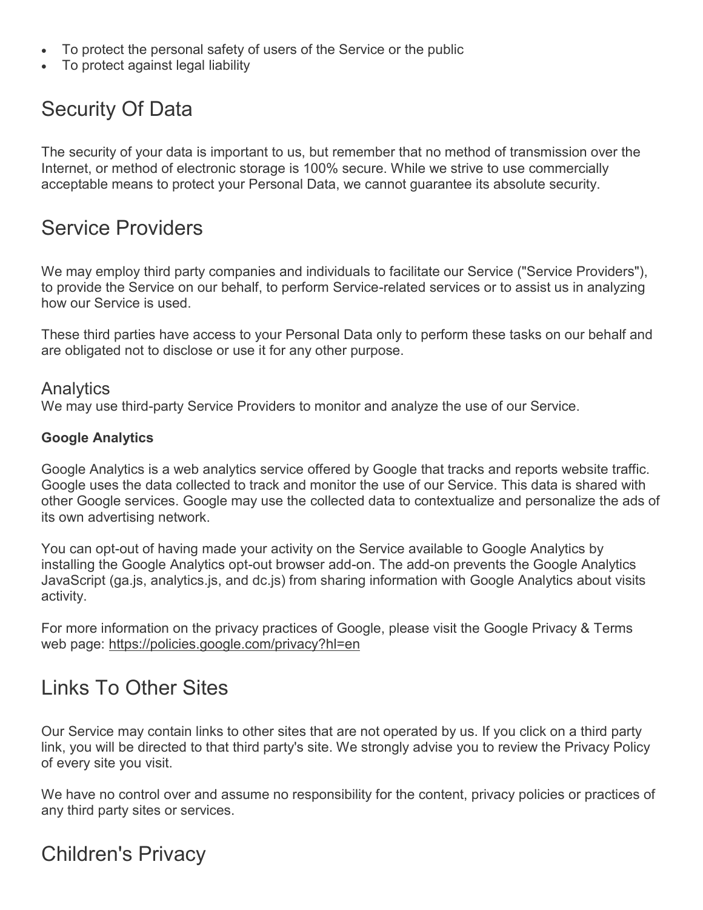- To protect the personal safety of users of the Service or the public
- To protect against legal liability

## Security Of Data

The security of your data is important to us, but remember that no method of transmission over the Internet, or method of electronic storage is 100% secure. While we strive to use commercially acceptable means to protect your Personal Data, we cannot guarantee its absolute security.

## Service Providers

We may employ third party companies and individuals to facilitate our Service ("Service Providers"), to provide the Service on our behalf, to perform Service-related services or to assist us in analyzing how our Service is used.

These third parties have access to your Personal Data only to perform these tasks on our behalf and are obligated not to disclose or use it for any other purpose.

### Analytics

We may use third-party Service Providers to monitor and analyze the use of our Service.

**Google Analytics**

Google Analytics is a web analytics service offered by Google that tracks and reports website traffic. Google uses the data collected to track and monitor the use of our Service. This data is shared with other Google services. Google may use the collected data to contextualize and personalize the ads of its own advertising network.

You can opt-out of having made your activity on the Service available to Google Analytics by installing the Google Analytics opt-out browser add-on. The add-on prevents the Google Analytics JavaScript (ga.js, analytics.js, and dc.js) from sharing information with Google Analytics about visits activity.

For more information on the privacy practices of Google, please visit the Google Privacy & Terms web page: https://policies.google.com/privacy?hl=en

## Links To Other Sites

Our Service may contain links to other sites that are not operated by us. If you click on a third party link, you will be directed to that third party's site. We strongly advise you to review the Privacy Policy of every site you visit.

We have no control over and assume no responsibility for the content, privacy policies or practices of any third party sites or services.

## Children's Privacy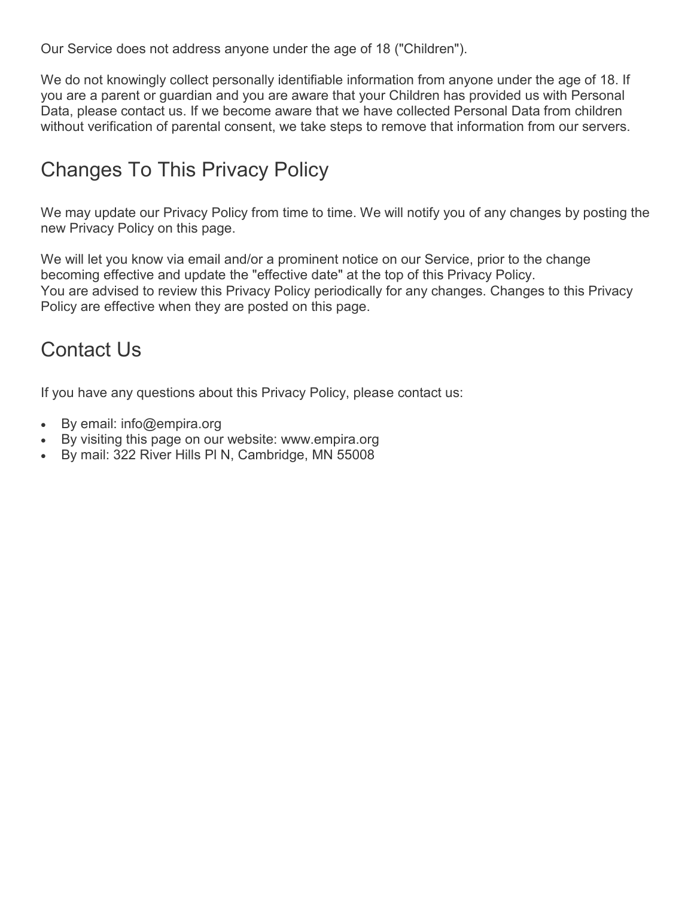Our Service does not address anyone under the age of 18 ("Children").

We do not knowingly collect personally identifiable information from anyone under the age of 18. If you are a parent or guardian and you are aware that your Children has provided us with Personal Data, please contact us. If we become aware that we have collected Personal Data from children without verification of parental consent, we take steps to remove that information from our servers.

## Changes To This Privacy Policy

We may update our Privacy Policy from time to time. We will notify you of any changes by posting the new Privacy Policy on this page.

We will let you know via email and/or a prominent notice on our Service, prior to the change becoming effective and update the "effective date" at the top of this Privacy Policy.
You are advised to review this Privacy Policy periodically for any changes. Changes to this Privacy Policy are effective when they are posted on this page.

## Contact Us

If you have any questions about this Privacy Policy, please contact us:

- By email: info@empira.org
- By visiting this page on our website: www.empira.org
- By mail: 322 River Hills Pl N, Cambridge, MN 55008